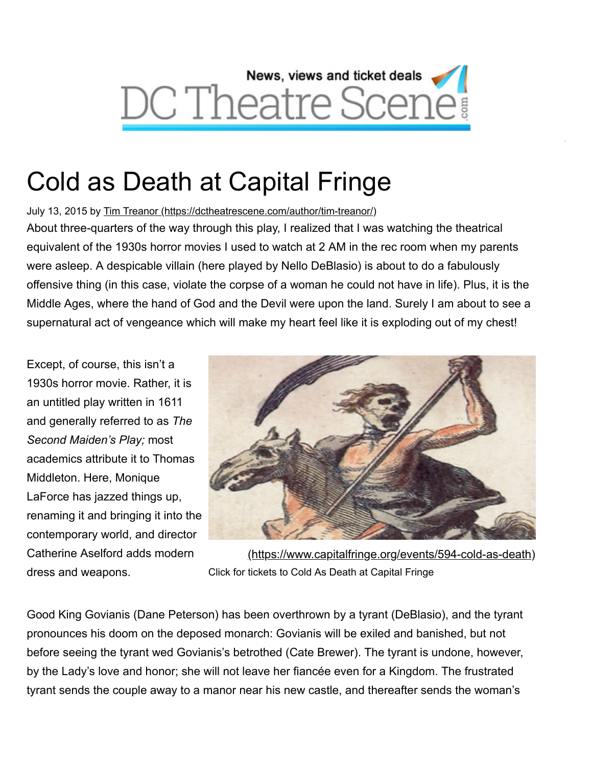News, views and ticket deals

DC Theatre Scene.com

# Cold as Death at Capital Fringe

July 13, 2015 by Tim Treanor (https://dctheatrescene.com/author/tim-treanor/)

About three-quarters of the way through this play, I realized that I was watching the theatrical equivalent of the 1930s horror movies I used to watch at 2 AM in the rec room when my parents were asleep. A despicable villain (here played by Nello DeBlasio) is about to do a fabulously offensive thing (in this case, violate the corpse of a woman he could not have in life). Plus, it is the Middle Ages, where the hand of God and the Devil were upon the land. Surely I am about to see a supernatural act of vengeance which will make my heart feel like it is exploding out of my chest!

Except, of course, this isn't a 1930s horror movie. Rather, it is an untitled play written in 1611 and generally referred to as *The Second Maiden's Play;* most academics attribute it to Thomas Middleton. Here, Monique LaForce has jazzed things up, renaming it and bringing it into the contemporary world, and director Catherine Aselford adds modern dress and weapons.

(https://www.capitalfringe.org/events/594-cold-as-death)

Click for tickets to Cold As Death at Capital Fringe

Good King Govianis (Dane Peterson) has been overthrown by a tyrant (DeBlasio), and the tyrant pronounces his doom on the deposed monarch: Govianis will be exiled and banished, but not before seeing the tyrant wed Govianis's betrothed (Cate Brewer). The tyrant is undone, however, by the Lady's love and honor; she will not leave her fiancée even for a Kingdom. The frustrated tyrant sends the couple away to a manor near his new castle, and thereafter sends the woman's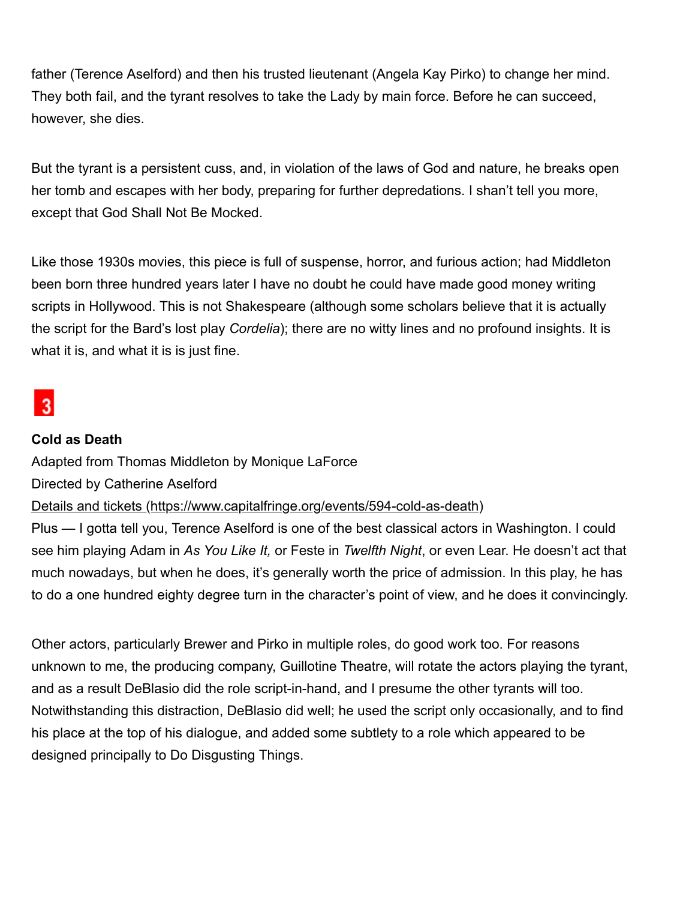father (Terence Aselford) and then his trusted lieutenant (Angela Kay Pirko) to change her mind. They both fail, and the tyrant resolves to take the Lady by main force. Before he can succeed, however, she dies.

But the tyrant is a persistent cuss, and, in violation of the laws of God and nature, he breaks open her tomb and escapes with her body, preparing for further depredations. I shan't tell you more, except that God Shall Not Be Mocked.

Like those 1930s movies, this piece is full of suspense, horror, and furious action; had Middleton been born three hundred years later I have no doubt he could have made good money writing scripts in Hollywood. This is not Shakespeare (although some scholars believe that it is actually the script for the Bard's lost play *Cordelia*); there are no witty lines and no profound insights. It is what it is, and what it is is just fine.

**3**

**Cold as Death**
Adapted from Thomas Middleton by Monique LaForce
Directed by Catherine Aselford
[Details and tickets (https://www.capitalfringe.org/events/594-cold-as-death)](https://www.capitalfringe.org/events/594-cold-as-death)
Plus — I gotta tell you, Terence Aselford is one of the best classical actors in Washington. I could see him playing Adam in *As You Like It,* or Feste in *Twelfth Night*, or even Lear. He doesn't act that much nowadays, but when he does, it's generally worth the price of admission. In this play, he has to do a one hundred eighty degree turn in the character's point of view, and he does it convincingly.

Other actors, particularly Brewer and Pirko in multiple roles, do good work too. For reasons unknown to me, the producing company, Guillotine Theatre, will rotate the actors playing the tyrant, and as a result DeBlasio did the role script-in-hand, and I presume the other tyrants will too. Notwithstanding this distraction, DeBlasio did well; he used the script only occasionally, and to find his place at the top of his dialogue, and added some subtlety to a role which appeared to be designed principally to Do Disgusting Things.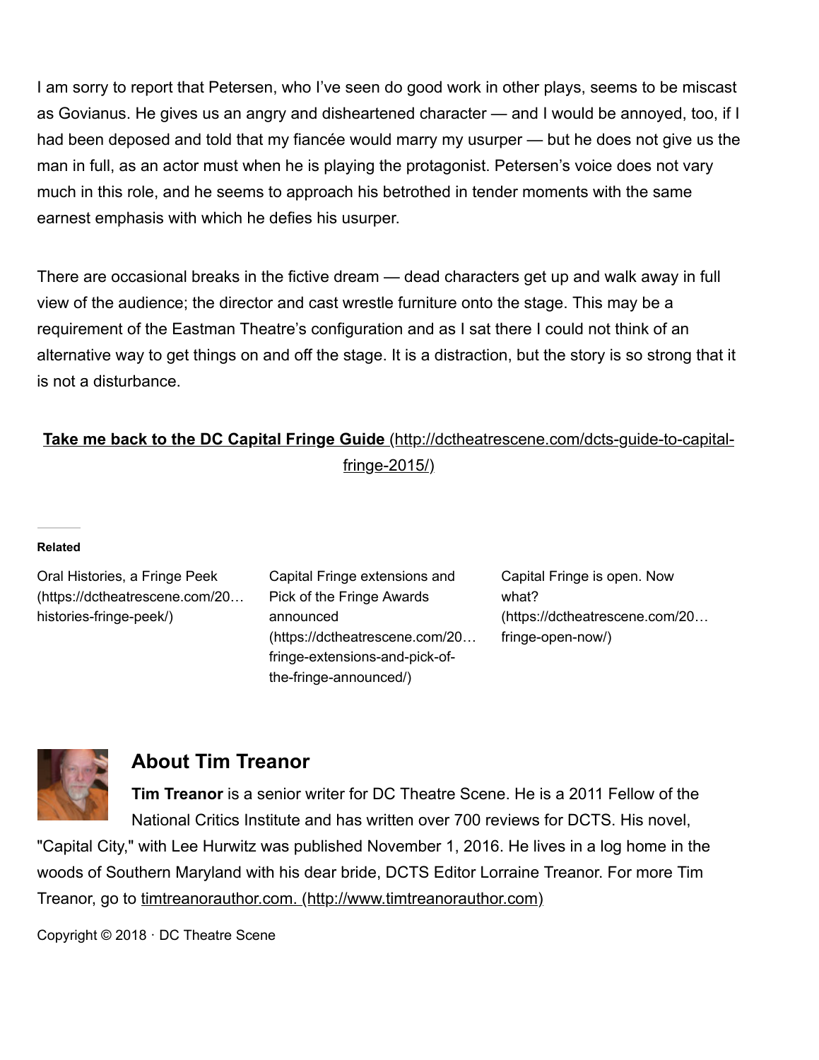I am sorry to report that Petersen, who I've seen do good work in other plays, seems to be miscast as Govianus. He gives us an angry and disheartened character — and I would be annoyed, too, if I had been deposed and told that my fiancée would marry my usurper — but he does not give us the man in full, as an actor must when he is playing the protagonist. Petersen's voice does not vary much in this role, and he seems to approach his betrothed in tender moments with the same earnest emphasis with which he defies his usurper.

There are occasional breaks in the fictive dream — dead characters get up and walk away in full view of the audience; the director and cast wrestle furniture onto the stage. This may be a requirement of the Eastman Theatre's configuration and as I sat there I could not think of an alternative way to get things on and off the stage. It is a distraction, but the story is so strong that it is not a disturbance.

**Take me back to the DC Capital Fringe Guide** (http://dctheatrescene.com/dcts-guide-to-capital-fringe-2015/)

---

**Related**

Oral Histories, a Fringe Peek (https://dctheatrescene.com/20…histories-fringe-peek/)

Capital Fringe extensions and Pick of the Fringe Awards announced (https://dctheatrescene.com/20…fringe-extensions-and-pick-of-the-fringe-announced/)

Capital Fringe is open. Now what? (https://dctheatrescene.com/20…fringe-open-now/)

## About Tim Treanor

**Tim Treanor** is a senior writer for DC Theatre Scene. He is a 2011 Fellow of the National Critics Institute and has written over 700 reviews for DCTS. His novel, "Capital City," with Lee Hurwitz was published November 1, 2016. He lives in a log home in the woods of Southern Maryland with his dear bride, DCTS Editor Lorraine Treanor. For more Tim Treanor, go to timtreanorauthor.com. (http://www.timtreanorauthor.com)

Copyright © 2018 · DC Theatre Scene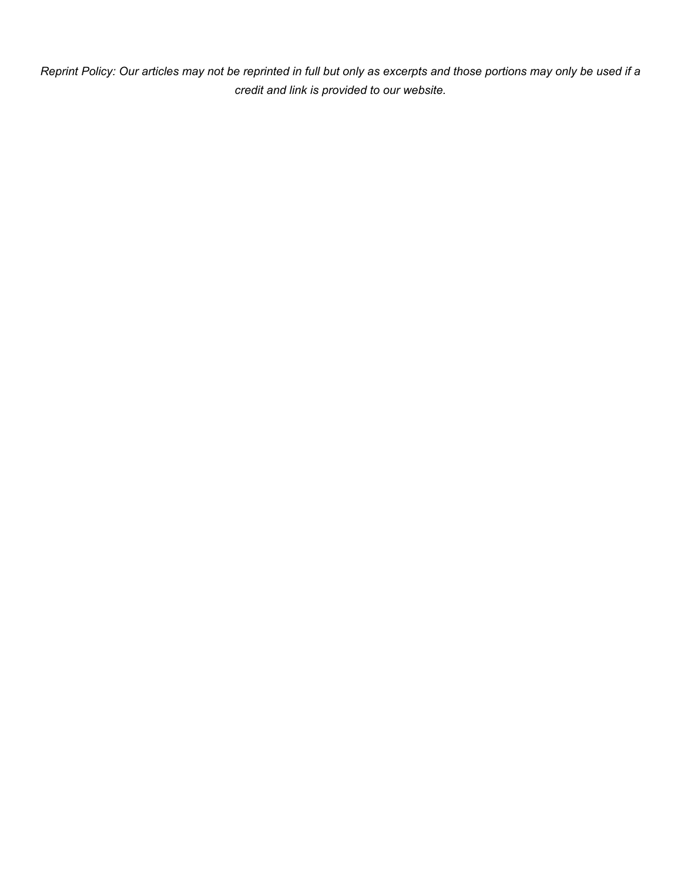*Reprint Policy: Our articles may not be reprinted in full but only as excerpts and those portions may only be used if a credit and link is provided to our website.*